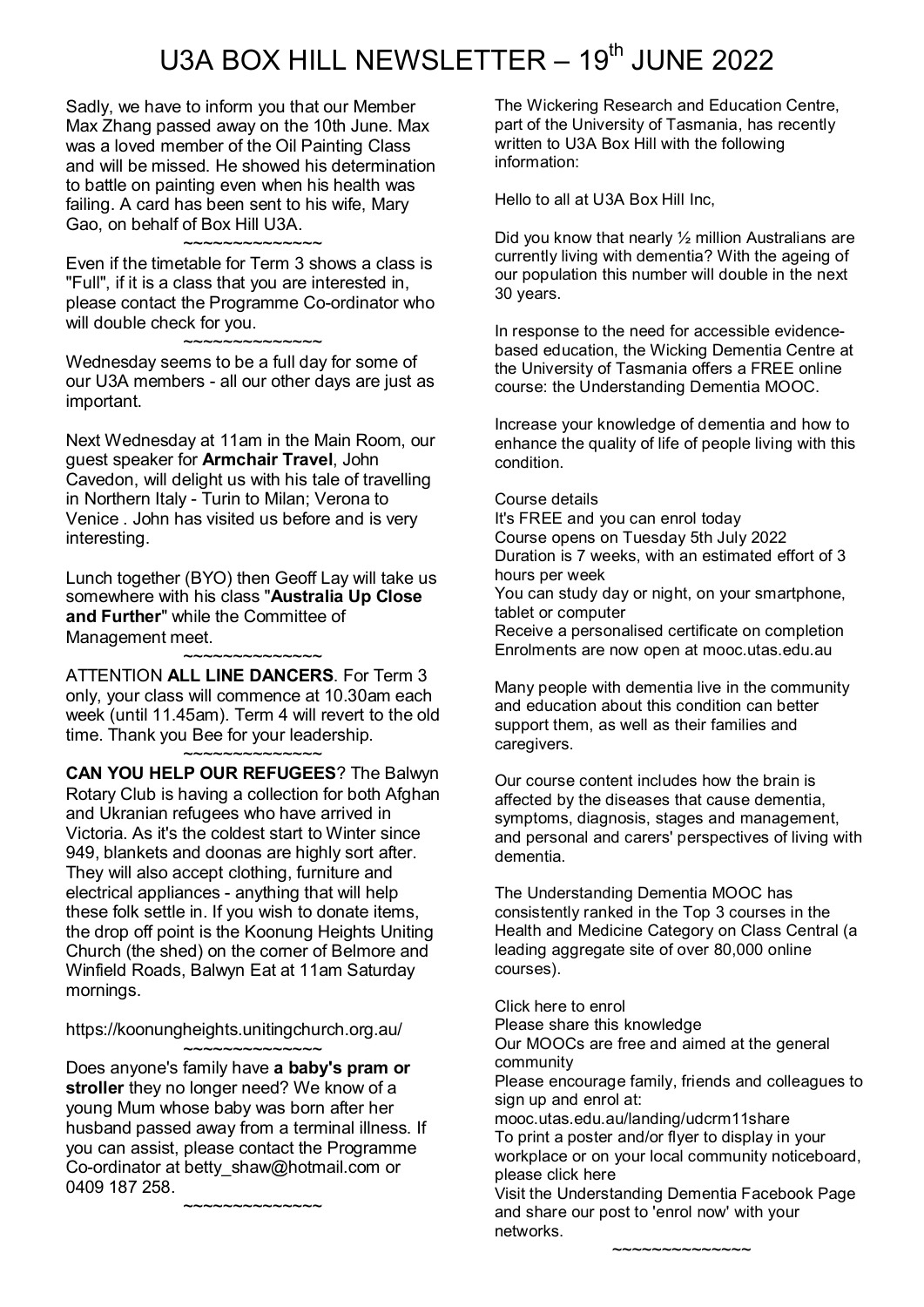# U3A BOX HILL NEWSLETTER – 19th JUNE 2022

Sadly, we have to inform you that our Member Max Zhang passed away on the 10th June. Max was a loved member of the Oil Painting Class and will be missed. He showed his determination to battle on painting even when his health was failing. A card has been sent to his wife, Mary Gao, on behalf of Box Hill U3A.

~~~~~~~~~~~~~~

Even if the timetable for Term 3 shows a class is "Full", if it is a class that you are interested in, please contact the Programme Co-ordinator who will double check for you.

~~~~~~~~~~~~~~

Wednesday seems to be a full day for some of our U3A members - all our other days are just as important.

Next Wednesday at 11am in the Main Room, our guest speaker for **Armchair Travel**, John Cavedon, will delight us with his tale of travelling in Northern Italy - Turin to Milan; Verona to Venice . John has visited us before and is very interesting.

Lunch together (BYO) then Geoff Lay will take us somewhere with his class "**Australia Up Close and Further**" while the Committee of Management meet.

~~~~~~~~~~~~~~

ATTENTION **ALL LINE DANCERS**. For Term 3 only, your class will commence at 10.30am each week (until 11.45am). Term 4 will revert to the old time. Thank you Bee for your leadership.

~~~~~~~~~~~~~~

**CAN YOU HELP OUR REFUGEES**? The Balwyn Rotary Club is having a collection for both Afghan and Ukranian refugees who have arrived in Victoria. As it's the coldest start to Winter since 949, blankets and doonas are highly sort after. They will also accept clothing, furniture and electrical appliances - anything that will help these folk settle in. If you wish to donate items, the drop off point is the Koonung Heights Uniting Church (the shed) on the corner of Belmore and Winfield Roads, Balwyn Eat at 11am Saturday mornings.

https://koonungheights.unitingchurch.org.au/

~~~~~~~~~~~~~~

Does anyone's family have **a baby's pram or stroller** they no longer need? We know of a young Mum whose baby was born after her husband passed away from a terminal illness. If you can assist, please contact the Programme Co-ordinator at betty_shaw@hotmail.com or 0409 187 258.

~~~~~~~~~~~~~~

The Wickering Research and Education Centre, part of the University of Tasmania, has recently written to U3A Box Hill with the following information:

Hello to all at U3A Box Hill Inc,

Did you know that nearly ½ million Australians are currently living with dementia? With the ageing of our population this number will double in the next 30 years.

In response to the need for accessible evidence-based education, the Wicking Dementia Centre at the University of Tasmania offers a FREE online course: the Understanding Dementia MOOC.

Increase your knowledge of dementia and how to enhance the quality of life of people living with this condition.

Course details
It's FREE and you can enrol today
Course opens on Tuesday 5th July 2022
Duration is 7 weeks, with an estimated effort of 3 hours per week
You can study day or night, on your smartphone, tablet or computer
Receive a personalised certificate on completion
Enrolments are now open at mooc.utas.edu.au

Many people with dementia live in the community and education about this condition can better support them, as well as their families and caregivers.

Our course content includes how the brain is affected by the diseases that cause dementia, symptoms, diagnosis, stages and management, and personal and carers' perspectives of living with dementia.

The Understanding Dementia MOOC has consistently ranked in the Top 3 courses in the Health and Medicine Category on Class Central (a leading aggregate site of over 80,000 online courses).

Click here to enrol
Please share this knowledge
Our MOOCs are free and aimed at the general community
Please encourage family, friends and colleagues to sign up and enrol at:
mooc.utas.edu.au/landing/udcrm11share
To print a poster and/or flyer to display in your workplace or on your local community noticeboard, please click here
Visit the Understanding Dementia Facebook Page and share our post to 'enrol now' with your networks.

~~~~~~~~~~~~~~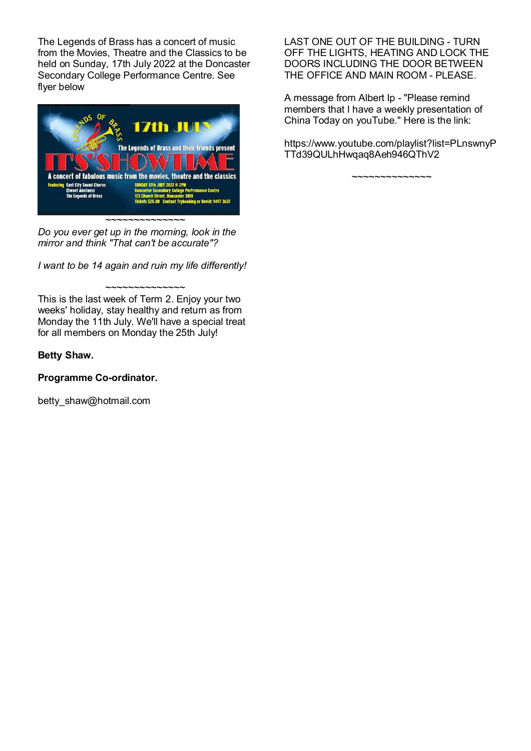The Legends of Brass has a concert of music from the Movies, Theatre and the Classics to be held on Sunday, 17th July 2022 at the Doncaster Secondary College Performance Centre. See flyer below

~~~~~~~~~~~~~~

*Do you ever get up in the morning, look in the mirror and think "That can't be accurate"?*

*I want to be 14 again and ruin my life differently!*

~~~~~~~~~~~~~~

This is the last week of Term 2. Enjoy your two weeks' holiday, stay healthy and return as from Monday the 11th July. We'll have a special treat for all members on Monday the 25th July!

**Betty Shaw.**

**Programme Co-ordinator.**

betty_shaw@hotmail.com

LAST ONE OUT OF THE BUILDING - TURN OFF THE LIGHTS, HEATING AND LOCK THE DOORS INCLUDING THE DOOR BETWEEN THE OFFICE AND MAIN ROOM - PLEASE.

A message from Albert Ip - "Please remind members that I have a weekly presentation of China Today on youTube." Here is the link:

https://www.youtube.com/playlist?list=PLnswnyPTTd39QULhHwqaq8Aeh946QThV2

~~~~~~~~~~~~~~